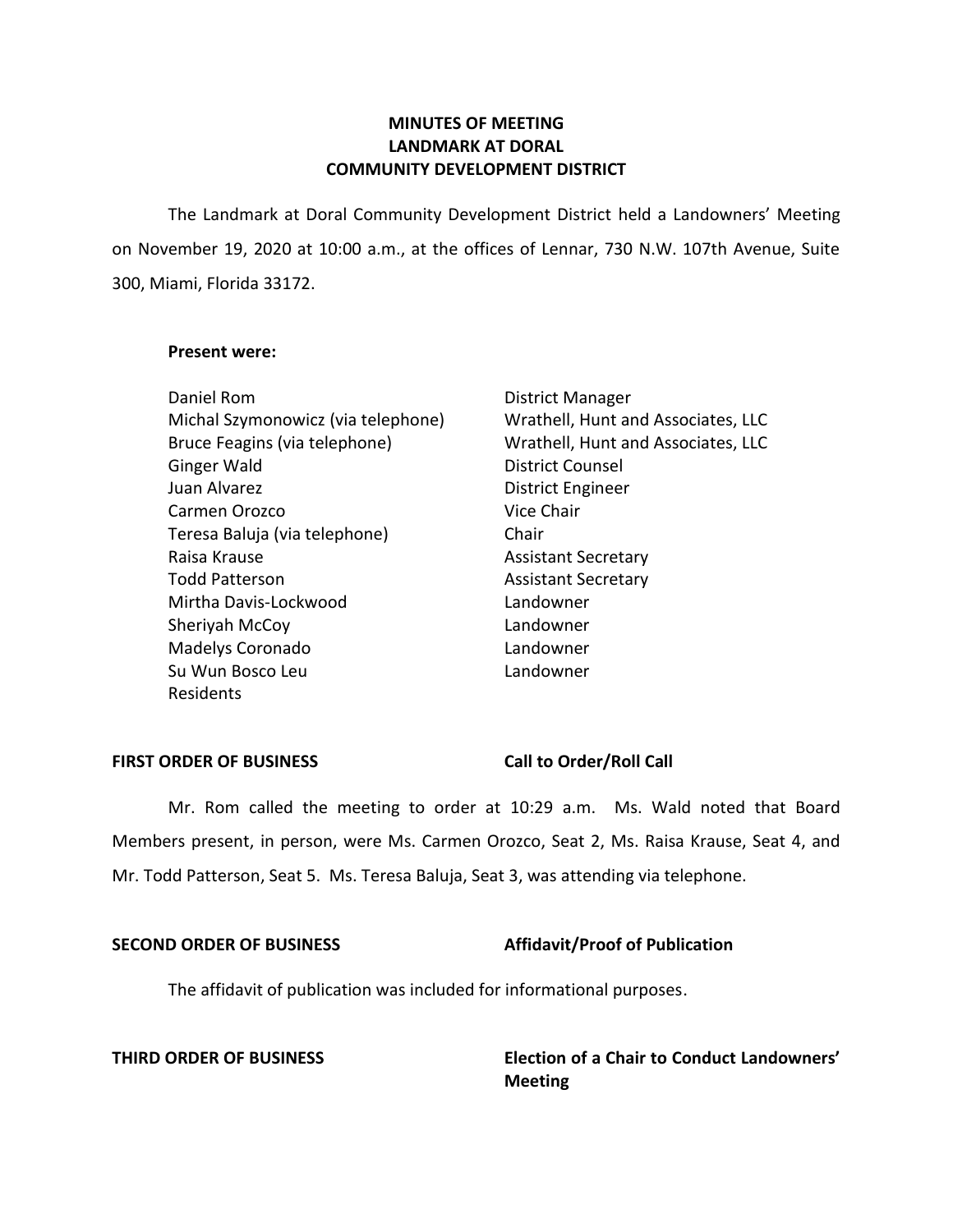# MINUTES OF MEETING
# LANDMARK AT DORAL
# COMMUNITY DEVELOPMENT DISTRICT

The Landmark at Doral Community Development District held a Landowners' Meeting on November 19, 2020 at 10:00 a.m., at the offices of Lennar, 730 N.W. 107th Avenue, Suite 300, Miami, Florida 33172.

**Present were:**

| | |
|---|---|
| Daniel Rom | District Manager |
| Michal Szymonowicz (via telephone) | Wrathell, Hunt and Associates, LLC |
| Bruce Feagins (via telephone) | Wrathell, Hunt and Associates, LLC |
| Ginger Wald | District Counsel |
| Juan Alvarez | District Engineer |
| Carmen Orozco | Vice Chair |
| Teresa Baluja (via telephone) | Chair |
| Raisa Krause | Assistant Secretary |
| Todd Patterson | Assistant Secretary |
| Mirtha Davis-Lockwood | Landowner |
| Sheriyah McCoy | Landowner |
| Madelys Coronado | Landowner |
| Su Wun Bosco Leu | Landowner |
| Residents | |

**FIRST ORDER OF BUSINESS** **Call to Order/Roll Call**

Mr. Rom called the meeting to order at 10:29 a.m. Ms. Wald noted that Board Members present, in person, were Ms. Carmen Orozco, Seat 2, Ms. Raisa Krause, Seat 4, and Mr. Todd Patterson, Seat 5. Ms. Teresa Baluja, Seat 3, was attending via telephone.

**SECOND ORDER OF BUSINESS** **Affidavit/Proof of Publication**

The affidavit of publication was included for informational purposes.

**THIRD ORDER OF BUSINESS** **Election of a Chair to Conduct Landowners' Meeting**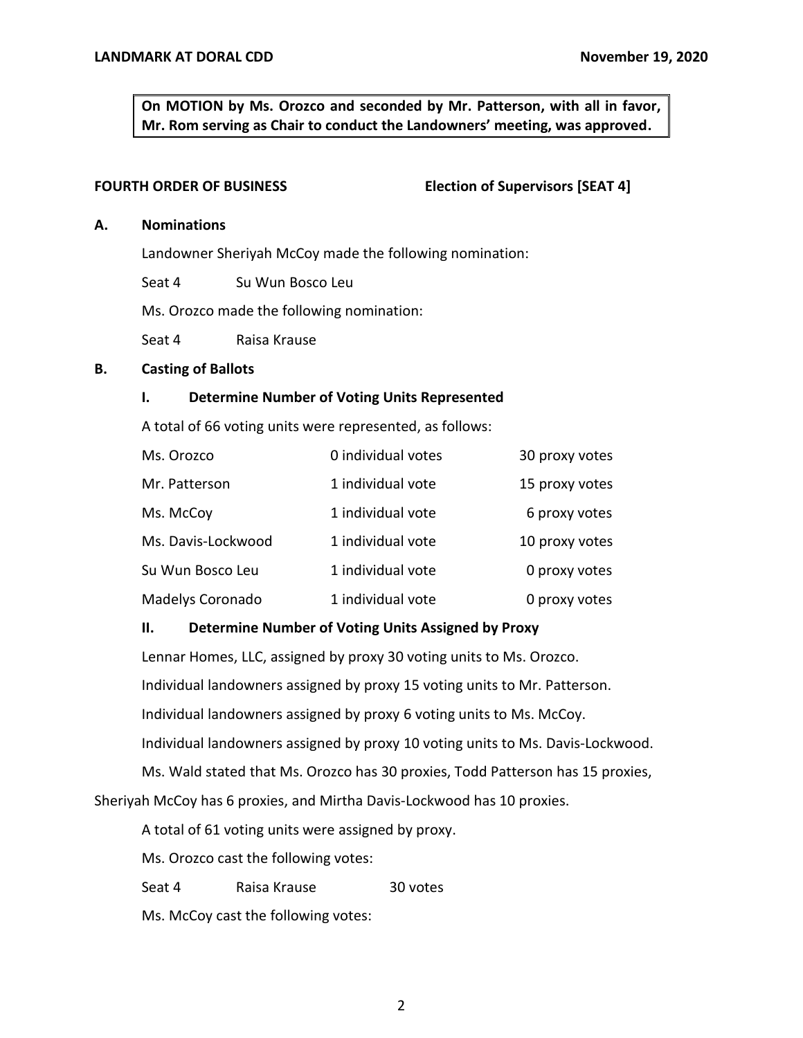**On MOTION by Ms. Orozco and seconded by Mr. Patterson, with all in favor, Mr. Rom serving as Chair to conduct the Landowners' meeting, was approved.**

**FOURTH ORDER OF BUSINESS** **Election of Supervisors [SEAT 4]**

**A. Nominations**

Landowner Sheriyah McCoy made the following nomination:

Seat 4 Su Wun Bosco Leu

Ms. Orozco made the following nomination:

Seat 4 Raisa Krause

**B. Casting of Ballots**

**I. Determine Number of Voting Units Represented**

A total of 66 voting units were represented, as follows:

| | | |
|---|---|---|
| Ms. Orozco | 0 individual votes | 30 proxy votes |
| Mr. Patterson | 1 individual vote | 15 proxy votes |
| Ms. McCoy | 1 individual vote | 6 proxy votes |
| Ms. Davis-Lockwood | 1 individual vote | 10 proxy votes |
| Su Wun Bosco Leu | 1 individual vote | 0 proxy votes |
| Madelys Coronado | 1 individual vote | 0 proxy votes |

**II. Determine Number of Voting Units Assigned by Proxy**

Lennar Homes, LLC, assigned by proxy 30 voting units to Ms. Orozco.

Individual landowners assigned by proxy 15 voting units to Mr. Patterson.

Individual landowners assigned by proxy 6 voting units to Ms. McCoy.

Individual landowners assigned by proxy 10 voting units to Ms. Davis-Lockwood.

Ms. Wald stated that Ms. Orozco has 30 proxies, Todd Patterson has 15 proxies, Sheriyah McCoy has 6 proxies, and Mirtha Davis-Lockwood has 10 proxies.

A total of 61 voting units were assigned by proxy.

Ms. Orozco cast the following votes:

Seat 4 Raisa Krause 30 votes

Ms. McCoy cast the following votes: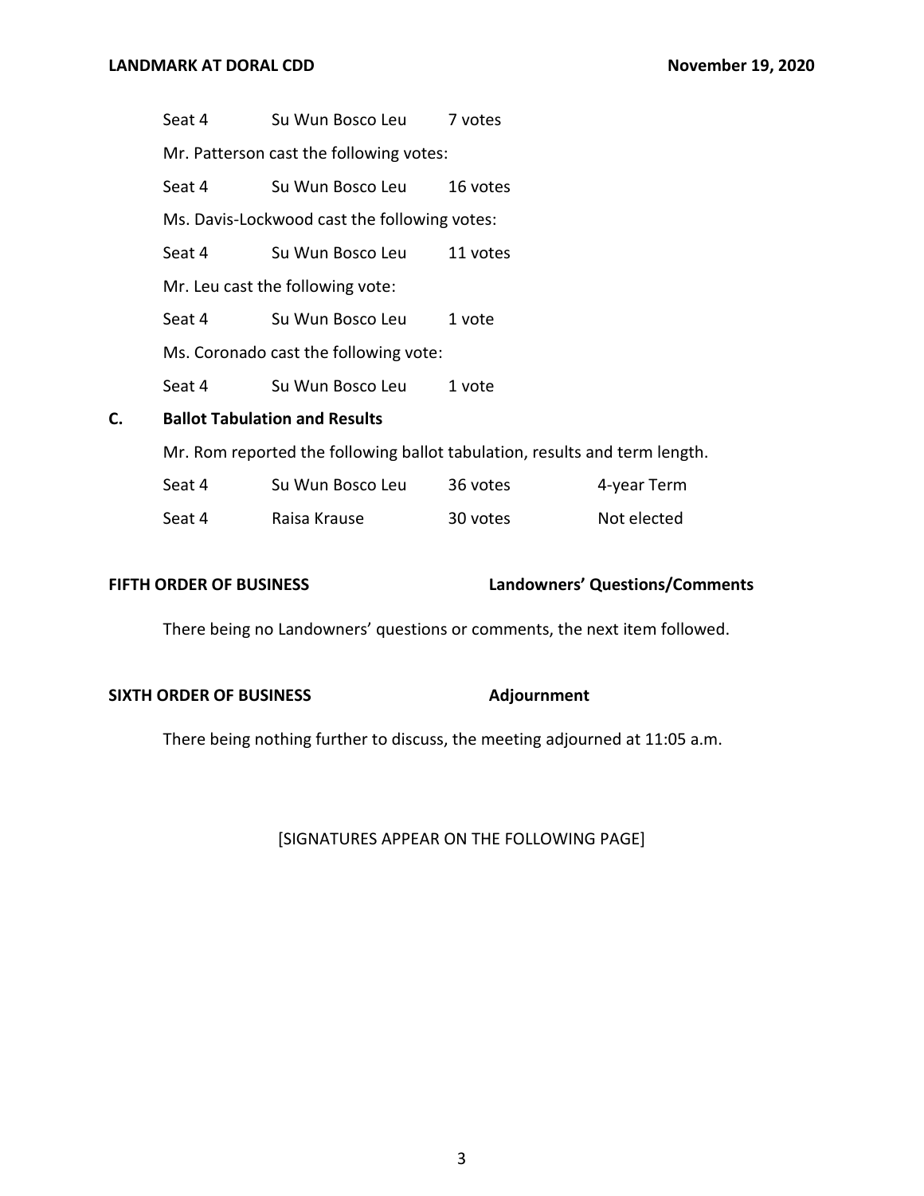| | | |
|---|---|---|
| Seat 4 | Su Wun Bosco Leu | 7 votes |

Mr. Patterson cast the following votes:

| | | |
|---|---|---|
| Seat 4 | Su Wun Bosco Leu | 16 votes |

Ms. Davis-Lockwood cast the following votes:

| | | |
|---|---|---|
| Seat 4 | Su Wun Bosco Leu | 11 votes |

Mr. Leu cast the following vote:

| | | |
|---|---|---|
| Seat 4 | Su Wun Bosco Leu | 1 vote |

Ms. Coronado cast the following vote:

| | | |
|---|---|---|
| Seat 4 | Su Wun Bosco Leu | 1 vote |

**C. Ballot Tabulation and Results**

Mr. Rom reported the following ballot tabulation, results and term length.

| | | | |
|---|---|---|---|
| Seat 4 | Su Wun Bosco Leu | 36 votes | 4-year Term |
| Seat 4 | Raisa Krause | 30 votes | Not elected |

**FIFTH ORDER OF BUSINESS — Landowners' Questions/Comments**

There being no Landowners' questions or comments, the next item followed.

**SIXTH ORDER OF BUSINESS — Adjournment**

There being nothing further to discuss, the meeting adjourned at 11:05 a.m.

[SIGNATURES APPEAR ON THE FOLLOWING PAGE]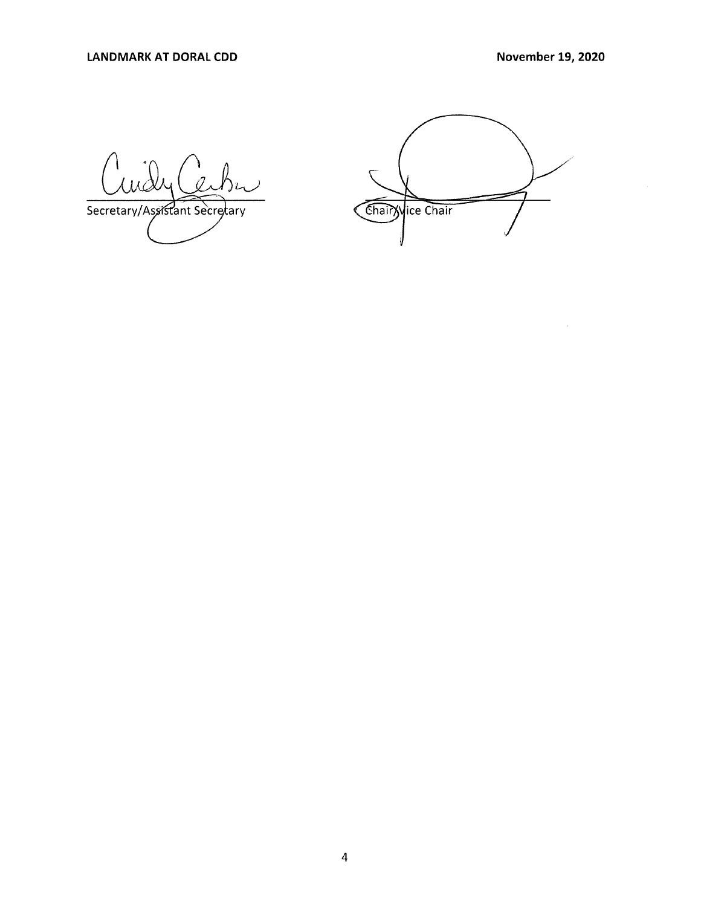Secretary/Assistant Secretary

Chair/Vice Chair